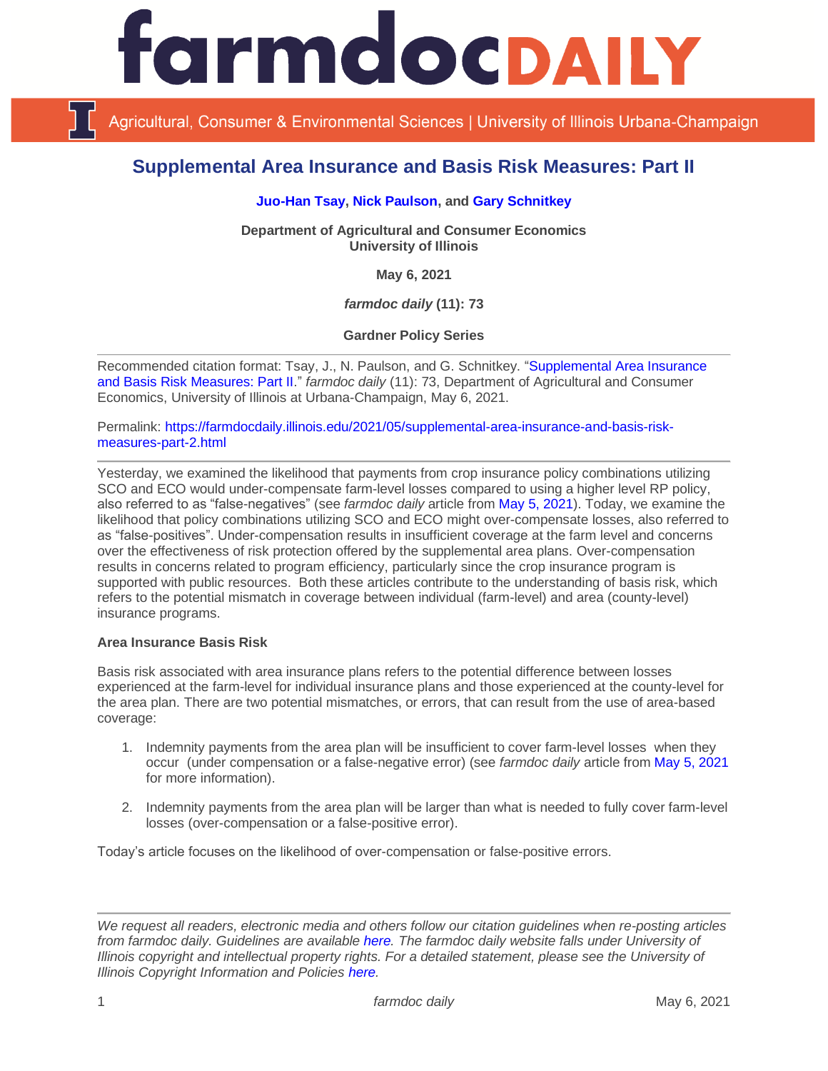# Supplemental Area Insurance and Basis Risk Measures: Part II

**Juo-Han Tsay, Nick Paulson, and Gary Schnitkey**

**Department of Agricultural and Consumer Economics**
**University of Illinois**

**May 6, 2021**

***farmdoc daily* (11): 73**

**Gardner Policy Series**

Recommended citation format: Tsay, J., N. Paulson, and G. Schnitkey. "Supplemental Area Insurance and Basis Risk Measures: Part II." *farmdoc daily* (11): 73, Department of Agricultural and Consumer Economics, University of Illinois at Urbana-Champaign, May 6, 2021.

Permalink: https://farmdocdaily.illinois.edu/2021/05/supplemental-area-insurance-and-basis-risk-measures-part-2.html

Yesterday, we examined the likelihood that payments from crop insurance policy combinations utilizing SCO and ECO would under-compensate farm-level losses compared to using a higher level RP policy, also referred to as "false-negatives" (see *farmdoc daily* article from May 5, 2021). Today, we examine the likelihood that policy combinations utilizing SCO and ECO might over-compensate losses, also referred to as "false-positives". Under-compensation results in insufficient coverage at the farm level and concerns over the effectiveness of risk protection offered by the supplemental area plans. Over-compensation results in concerns related to program efficiency, particularly since the crop insurance program is supported with public resources. Both these articles contribute to the understanding of basis risk, which refers to the potential mismatch in coverage between individual (farm-level) and area (county-level) insurance programs.

**Area Insurance Basis Risk**

Basis risk associated with area insurance plans refers to the potential difference between losses experienced at the farm-level for individual insurance plans and those experienced at the county-level for the area plan. There are two potential mismatches, or errors, that can result from the use of area-based coverage:

1. Indemnity payments from the area plan will be insufficient to cover farm-level losses when they occur (under compensation or a false-negative error) (see *farmdoc daily* article from May 5, 2021 for more information).
2. Indemnity payments from the area plan will be larger than what is needed to fully cover farm-level losses (over-compensation or a false-positive error).

Today's article focuses on the likelihood of over-compensation or false-positive errors.

*We request all readers, electronic media and others follow our citation guidelines when re-posting articles from farmdoc daily. Guidelines are available here. The farmdoc daily website falls under University of Illinois copyright and intellectual property rights. For a detailed statement, please see the University of Illinois Copyright Information and Policies here.*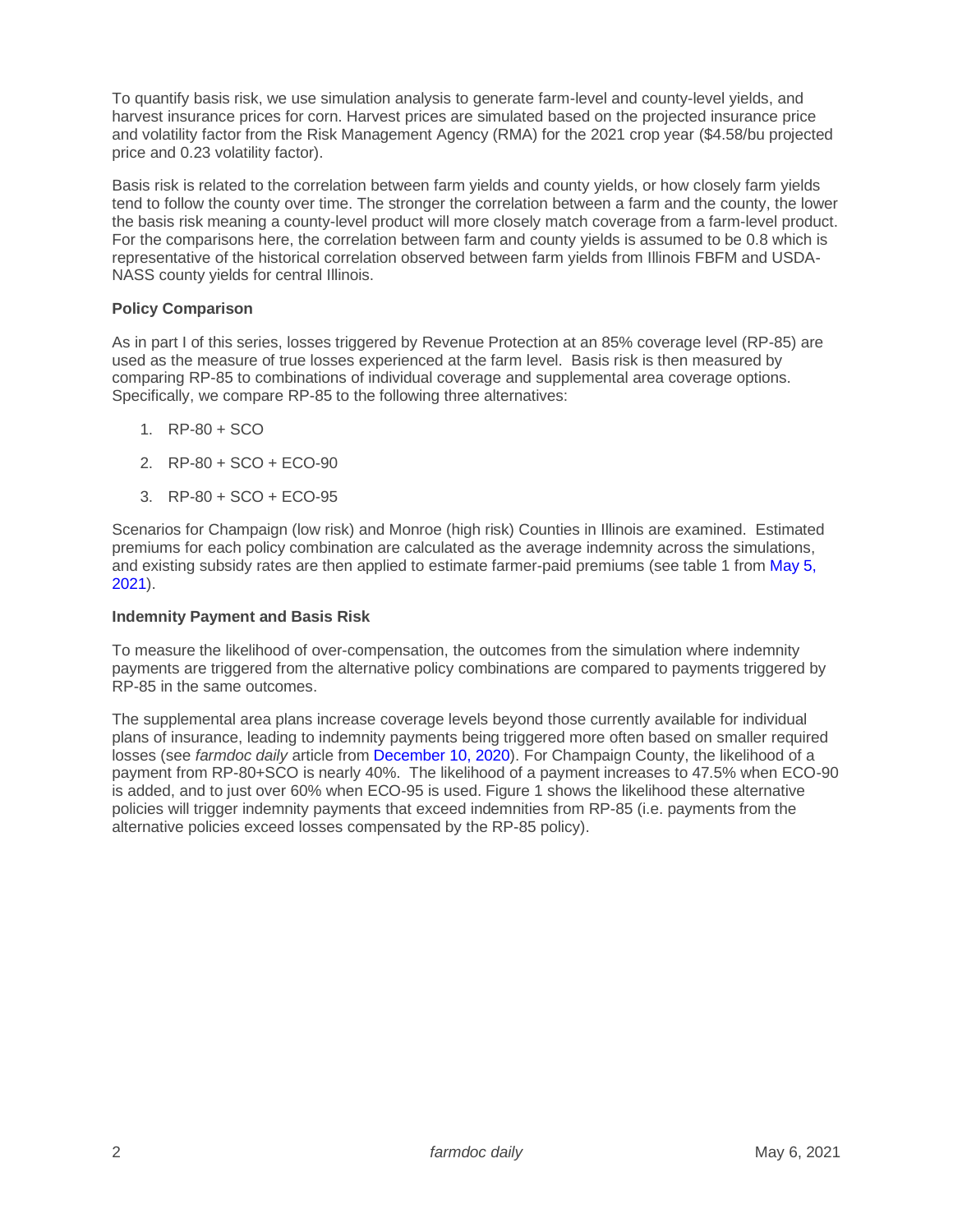To quantify basis risk, we use simulation analysis to generate farm-level and county-level yields, and harvest insurance prices for corn. Harvest prices are simulated based on the projected insurance price and volatility factor from the Risk Management Agency (RMA) for the 2021 crop year ($4.58/bu projected price and 0.23 volatility factor).

Basis risk is related to the correlation between farm yields and county yields, or how closely farm yields tend to follow the county over time. The stronger the correlation between a farm and the county, the lower the basis risk meaning a county-level product will more closely match coverage from a farm-level product. For the comparisons here, the correlation between farm and county yields is assumed to be 0.8 which is representative of the historical correlation observed between farm yields from Illinois FBFM and USDA-NASS county yields for central Illinois.

### Policy Comparison

As in part I of this series, losses triggered by Revenue Protection at an 85% coverage level (RP-85) are used as the measure of true losses experienced at the farm level. Basis risk is then measured by comparing RP-85 to combinations of individual coverage and supplemental area coverage options. Specifically, we compare RP-85 to the following three alternatives:

1. RP-80 + SCO
2. RP-80 + SCO + ECO-90
3. RP-80 + SCO + ECO-95

Scenarios for Champaign (low risk) and Monroe (high risk) Counties in Illinois are examined. Estimated premiums for each policy combination are calculated as the average indemnity across the simulations, and existing subsidy rates are then applied to estimate farmer-paid premiums (see table 1 from May 5, 2021).

### Indemnity Payment and Basis Risk

To measure the likelihood of over-compensation, the outcomes from the simulation where indemnity payments are triggered from the alternative policy combinations are compared to payments triggered by RP-85 in the same outcomes.

The supplemental area plans increase coverage levels beyond those currently available for individual plans of insurance, leading to indemnity payments being triggered more often based on smaller required losses (see *farmdoc daily* article from December 10, 2020). For Champaign County, the likelihood of a payment from RP-80+SCO is nearly 40%. The likelihood of a payment increases to 47.5% when ECO-90 is added, and to just over 60% when ECO-95 is used. Figure 1 shows the likelihood these alternative policies will trigger indemnity payments that exceed indemnities from RP-85 (i.e. payments from the alternative policies exceed losses compensated by the RP-85 policy).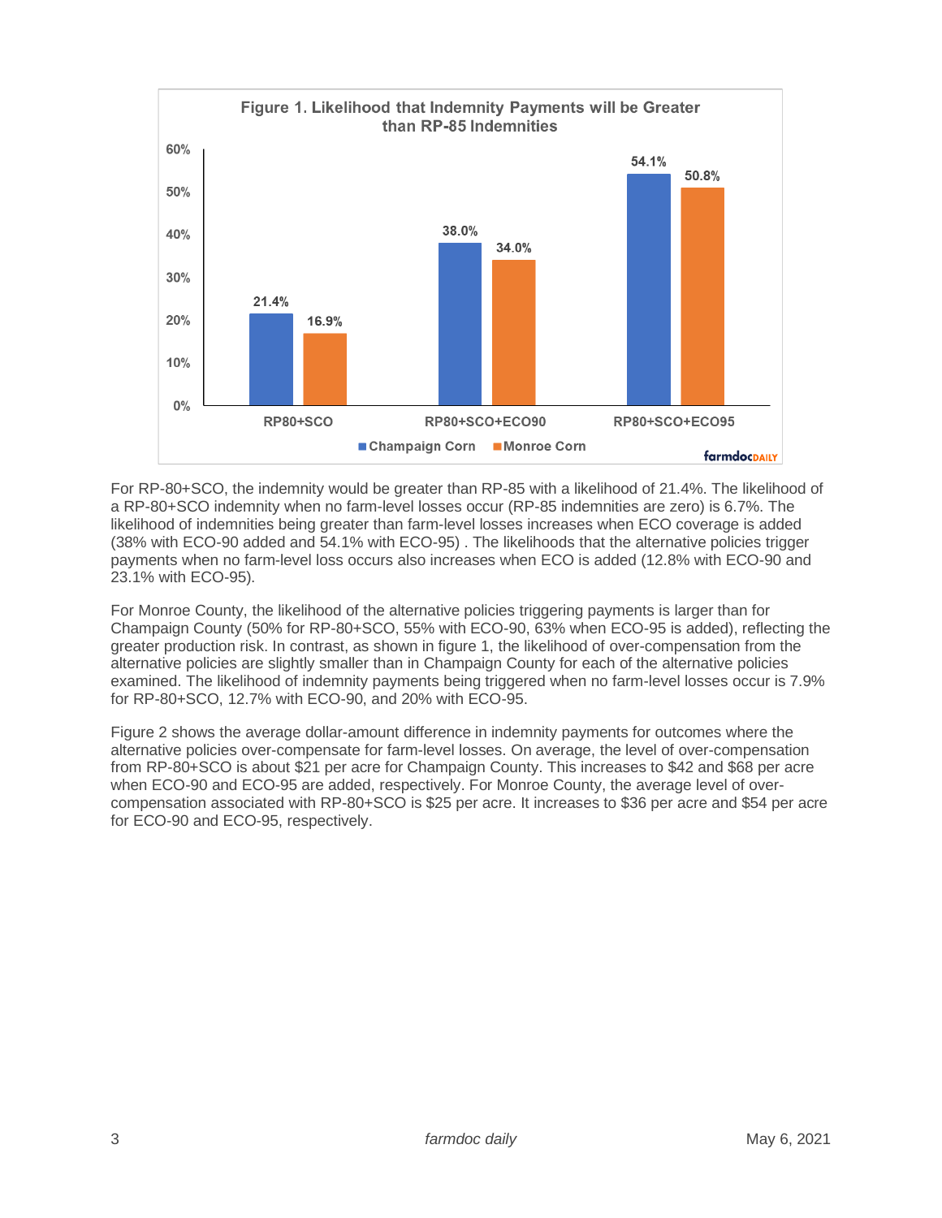**Figure 1. Likelihood that Indemnity Payments will be Greater than RP-85 Indemnities**

| | Champaign Corn | Monroe Corn |
|---|---|---|
| RP80+SCO | 21.4% | 16.9% |
| RP80+SCO+ECO90 | 38.0% | 34.0% |
| RP80+SCO+ECO95 | 54.1% | 50.8% |

For RP-80+SCO, the indemnity would be greater than RP-85 with a likelihood of 21.4%. The likelihood of a RP-80+SCO indemnity when no farm-level losses occur (RP-85 indemnities are zero) is 6.7%. The likelihood of indemnities being greater than farm-level losses increases when ECO coverage is added (38% with ECO-90 added and 54.1% with ECO-95) . The likelihoods that the alternative policies trigger payments when no farm-level loss occurs also increases when ECO is added (12.8% with ECO-90 and 23.1% with ECO-95).

For Monroe County, the likelihood of the alternative policies triggering payments is larger than for Champaign County (50% for RP-80+SCO, 55% with ECO-90, 63% when ECO-95 is added), reflecting the greater production risk. In contrast, as shown in figure 1, the likelihood of over-compensation from the alternative policies are slightly smaller than in Champaign County for each of the alternative policies examined. The likelihood of indemnity payments being triggered when no farm-level losses is 7.9% for RP-80+SCO, 12.7% with ECO-90, and 20% with ECO-95.

Figure 2 shows the average dollar-amount difference in indemnity payments for outcomes where the alternative policies over-compensate for farm-level losses. On average, the level of over-compensation from RP-80+SCO is about $21 per acre for Champaign County. This increases to $42 and $68 per acre when ECO-90 and ECO-95 are added, respectively. For Monroe County, the average level of over-compensation associated with RP-80+SCO is $25 per acre. It increases to $36 per acre and $54 per acre for ECO-90 and ECO-95, respectively.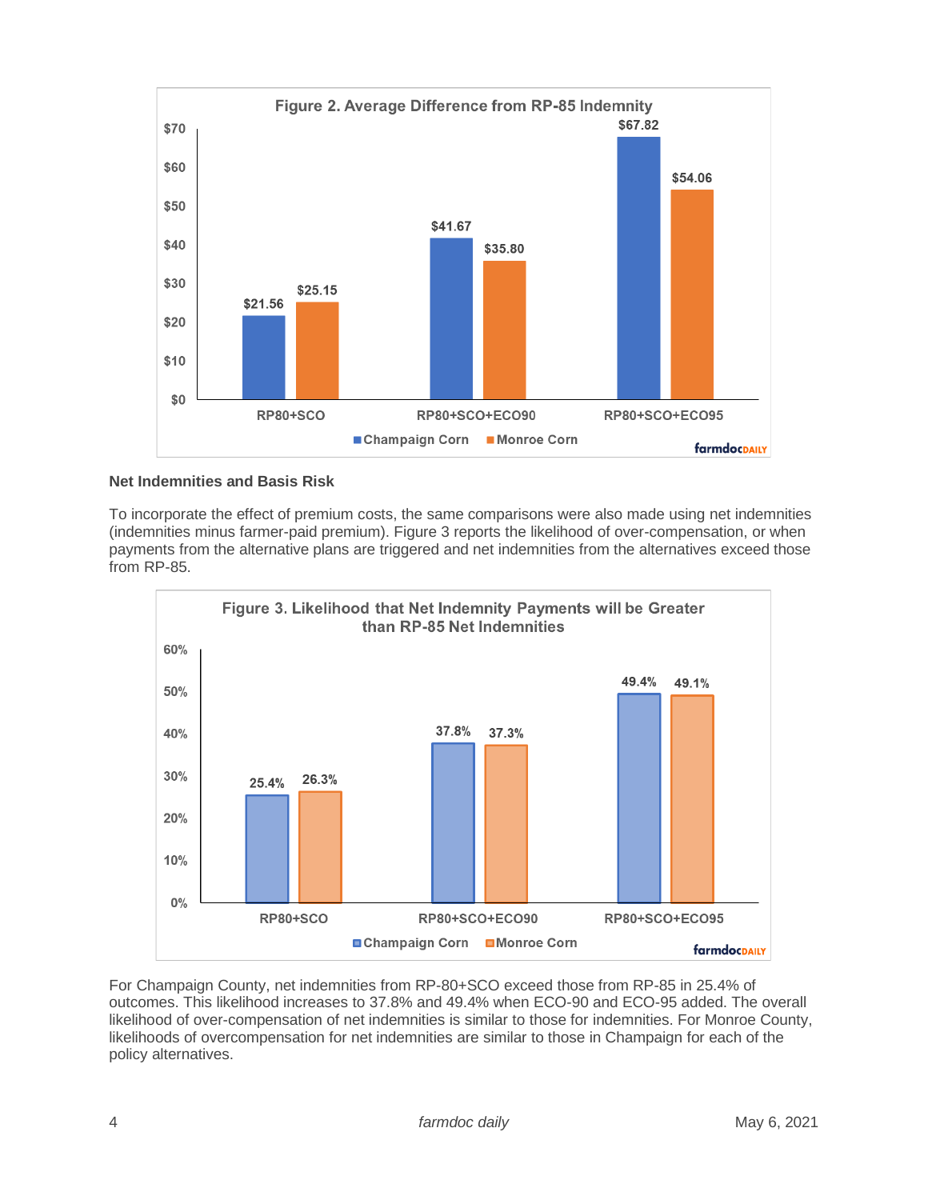Figure 2. Average Difference from RP-85 Indemnity

| | Champaign Corn | Monroe Corn |
|---|---|---|
| RP80+SCO | $21.56 | $25.15 |
| RP80+SCO+ECO90 | $41.67 | $35.80 |
| RP80+SCO+ECO95 | $67.82 | $54.06 |

### Net Indemnities and Basis Risk

To incorporate the effect of premium costs, the same comparisons were also made using net indemnities (indemnities minus farmer-paid premium). Figure 3 reports the likelihood of over-compensation, or when payments from the alternative plans are triggered and net indemnities from the alternatives exceed those from RP-85.

Figure 3. Likelihood that Net Indemnity Payments will be Greater than RP-85 Net Indemnities

| | Champaign Corn | Monroe Corn |
|---|---|---|
| RP80+SCO | 25.4% | 26.3% |
| RP80+SCO+ECO90 | 37.8% | 37.3% |
| RP80+SCO+ECO95 | 49.4% | 49.1% |

For Champaign County, net indemnities from RP-80+SCO exceed those from RP-85 in 25.4% of outcomes. This likelihood increases to 37.8% and 49.4% when ECO-90 and ECO-95 added. The overall likelihood of over-compensation of net indemnities is similar to those for indemnities. For Monroe County, likelihoods of overcompensation for net indemnities are similar to those in Champaign for each of the policy alternatives.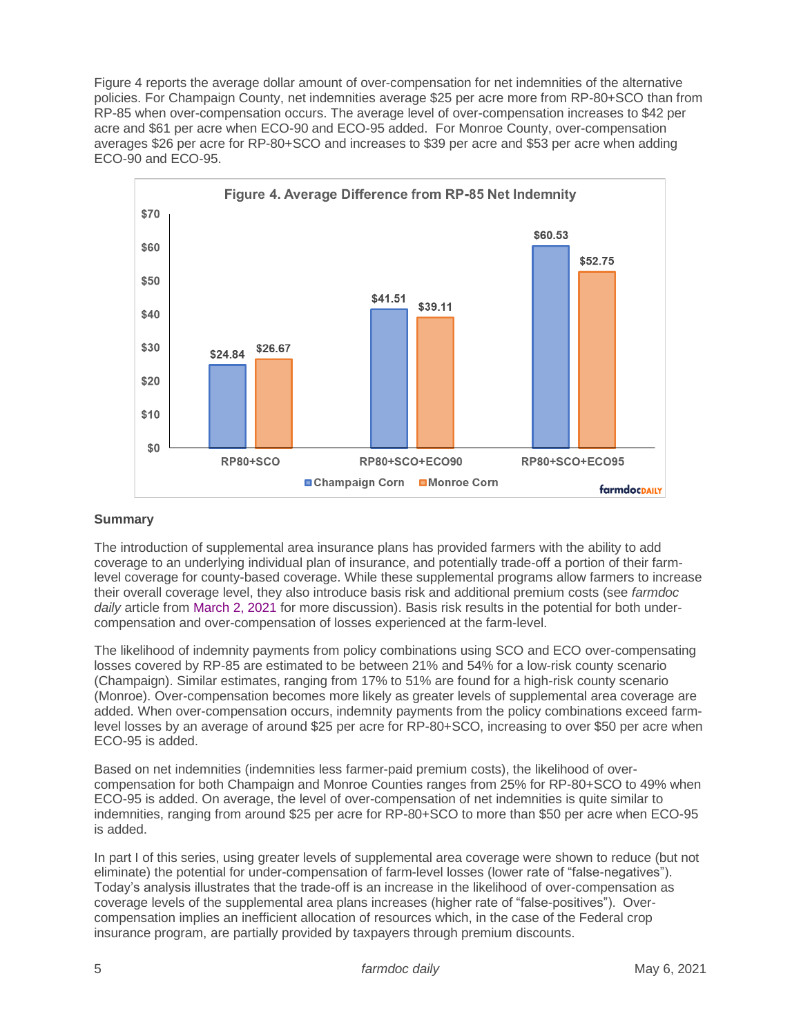Figure 4 reports the average dollar amount of over-compensation for net indemnities of the alternative policies. For Champaign County, net indemnities average $25 per acre more from RP-80+SCO than from RP-85 when over-compensation occurs. The average level of over-compensation increases to $42 per acre and $61 per acre when ECO-90 and ECO-95 added. For Monroe County, over-compensation averages $26 per acre for RP-80+SCO and increases to $39 per acre and $53 per acre when adding ECO-90 and ECO-95.

**Figure 4. Average Difference from RP-85 Net Indemnity**

| | Champaign Corn | Monroe Corn |
|---|---|---|
| RP80+SCO | $24.84 | $26.67 |
| RP80+SCO+ECO90 | $41.51 | $39.11 |
| RP80+SCO+ECO95 | $60.53 | $52.75 |

## Summary

The introduction of supplemental area insurance plans has provided farmers with the ability to add coverage to an underlying individual plan of insurance, and potentially trade-off a portion of their farm-level coverage for county-based coverage. While these supplemental programs allow farmers to increase their overall coverage level, they also introduce basis risk and additional premium costs (see *farmdoc daily* article from March 2, 2021 for more discussion). Basis risk results in the potential for both under-compensation and over-compensation of losses experienced at the farm-level.

The likelihood of indemnity payments from policy combinations using SCO and ECO over-compensating losses covered by RP-85 are estimated to be between 21% and 54% for a low-risk county scenario (Champaign). Similar estimates, ranging from 17% to 51% are found for a high-risk county scenario (Monroe). Over-compensation becomes more likely as greater levels of supplemental area coverage are added. When over-compensation occurs, indemnity payments from the policy combinations exceed farm-level losses by an average of around $25 per acre for RP-80+SCO, increasing to over $50 per acre when ECO-95 is added.

Based on net indemnities (indemnities less farmer-paid premium costs), the likelihood of over-compensation for both Champaign and Monroe Counties ranges from 25% for RP-80+SCO to 49% when ECO-95 is added. On average, the level of over-compensation of net indemnities is quite similar to indemnities, ranging from around $25 per acre for RP-80+SCO to more than $50 per acre when ECO-95 is added.

In part I of this series, using greater levels of supplemental area coverage were shown to reduce (but not eliminate) the potential for under-compensation of farm-level losses (lower rate of "false-negatives"). Today's analysis illustrates that the trade-off is an increase in the likelihood of over-compensation as coverage levels of the supplemental area plans increases (higher rate of "false-positives"). Over-compensation implies an inefficient allocation of resources which, in the case of the Federal crop insurance program, are partially provided by taxpayers through premium discounts.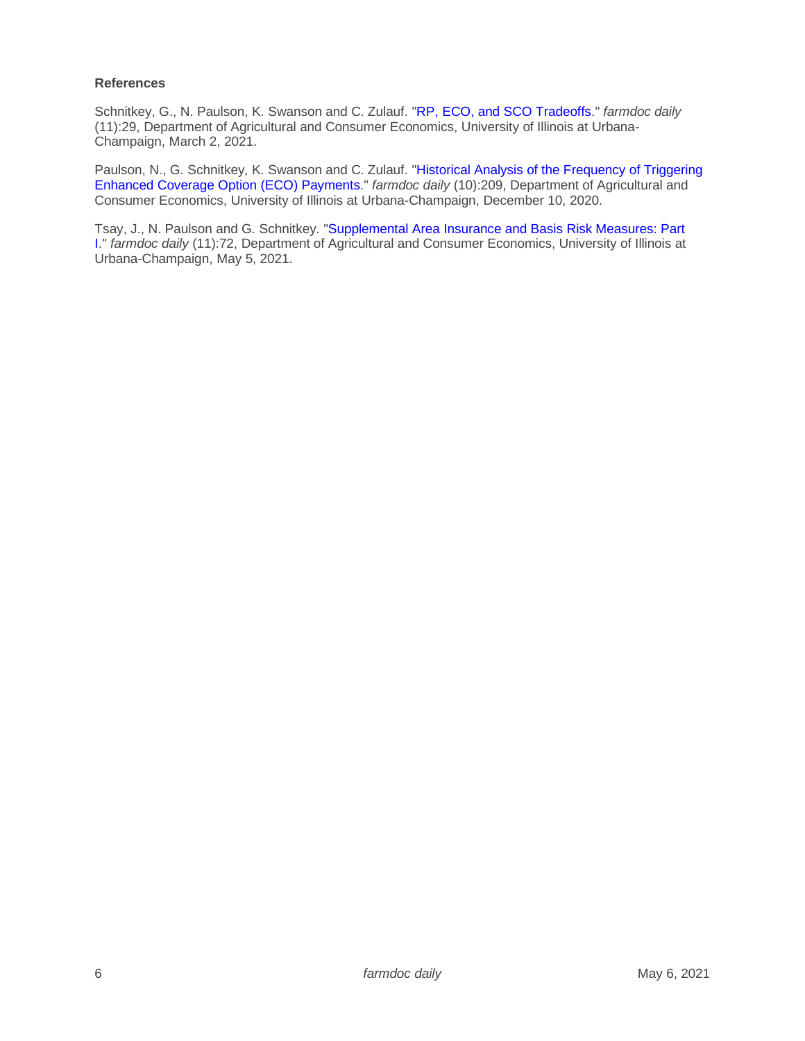**References**

Schnitkey, G., N. Paulson, K. Swanson and C. Zulauf. "RP, ECO, and SCO Tradeoffs." *farmdoc daily* (11):29, Department of Agricultural and Consumer Economics, University of Illinois at Urbana-Champaign, March 2, 2021.

Paulson, N., G. Schnitkey, K. Swanson and C. Zulauf. "Historical Analysis of the Frequency of Triggering Enhanced Coverage Option (ECO) Payments." *farmdoc daily* (10):209, Department of Agricultural and Consumer Economics, University of Illinois at Urbana-Champaign, December 10, 2020.

Tsay, J., N. Paulson and G. Schnitkey. "Supplemental Area Insurance and Basis Risk Measures: Part I." *farmdoc daily* (11):72, Department of Agricultural and Consumer Economics, University of Illinois at Urbana-Champaign, May 5, 2021.